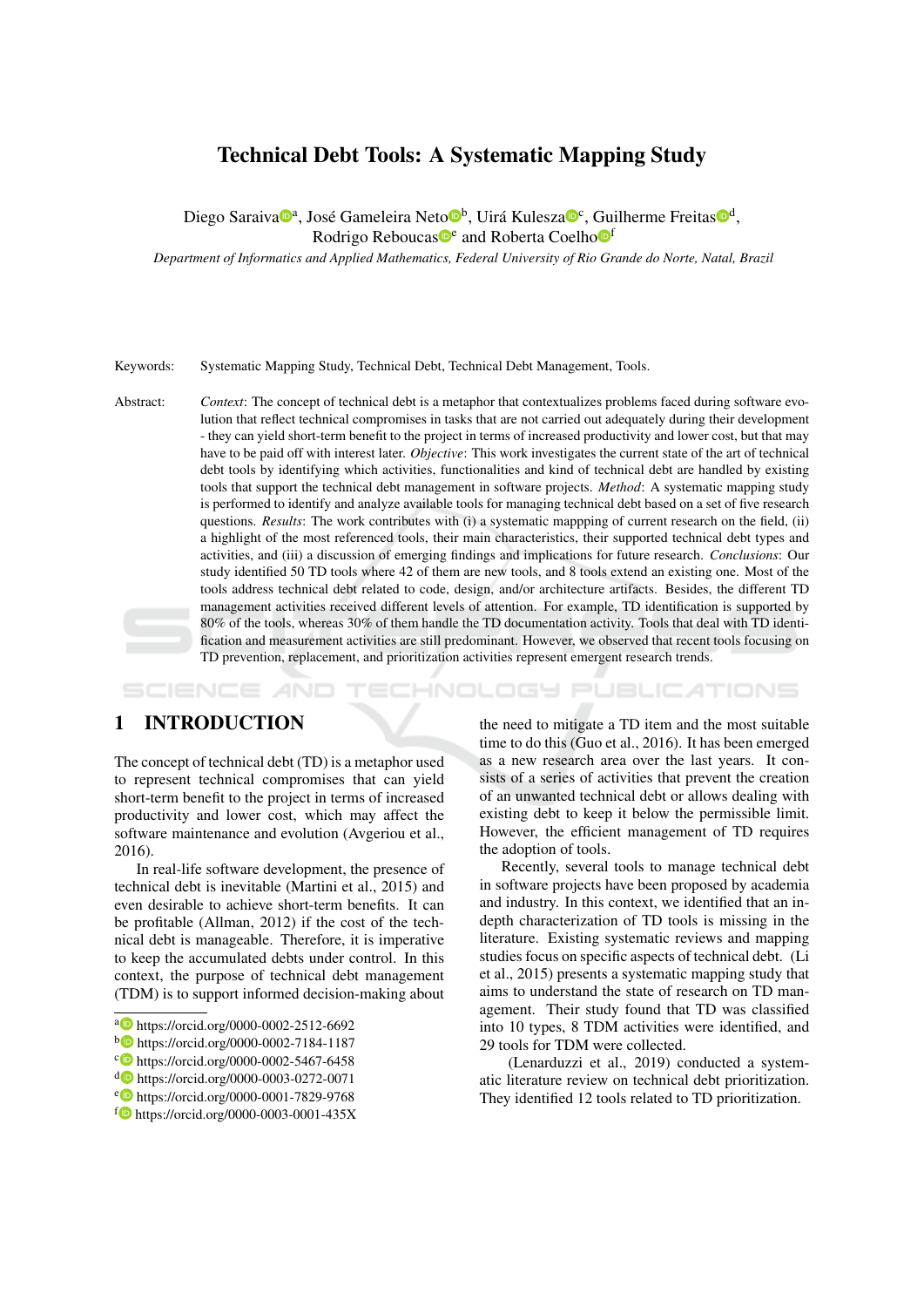# Technical Debt Tools: A Systematic Mapping Study

Diego Saraiva[a], José Gameleira Neto[b], Uirá Kulesza[c], Guilherme Freitas[d], Rodrigo Reboucas[e] and Roberta Coelho[f]

*Department of Informatics and Applied Mathematics, Federal University of Rio Grande do Norte, Natal, Brazil*

Keywords: Systematic Mapping Study, Technical Debt, Technical Debt Management, Tools.

Abstract: *Context*: The concept of technical debt is a metaphor that contextualizes problems faced during software evolution that reflect technical compromises in tasks that are not carried out adequately during their development - they can yield short-term benefit to the project in terms of increased productivity and lower cost, but that may have to be paid off with interest later. *Objective*: This work investigates the current state of the art of technical debt tools by identifying which activities, functionalities and kind of technical debt are handled by existing tools that support the technical debt management in software projects. *Method*: A systematic mapping study is performed to identify and analyze available tools for managing technical debt based on a set of five research questions. *Results*: The work contributes with (i) a systematic mappping of current research on the field, (ii) a highlight of the most referenced tools, their main characteristics, their supported technical debt types and activities, and (iii) a discussion of emerging findings and implications for future research. *Conclusions*: Our study identified 50 TD tools where 42 of them are new tools, and 8 tools extend an existing one. Most of the tools address technical debt related to code, design, and/or architecture artifacts. Besides, the different TD management activities received different levels of attention. For example, TD identification is supported by 80% of the tools, whereas 30% of them handle the TD documentation activity. Tools that deal with TD identification and measurement activities are still predominant. However, we observed that recent tools focusing on TD prevention, replacement, and prioritization activities represent emergent research trends.

## 1 INTRODUCTION

The concept of technical debt (TD) is a metaphor used to represent technical compromises that can yield short-term benefit to the project in terms of increased productivity and lower cost, which may affect the software maintenance and evolution (Avgeriou et al., 2016).

In real-life software development, the presence of technical debt is inevitable (Martini et al., 2015) and even desirable to achieve short-term benefits. It can be profitable (Allman, 2012) if the cost of the technical debt is manageable. Therefore, it is imperative to keep the accumulated debts under control. In this context, the purpose of technical debt management (TDM) is to support informed decision-making about the need to mitigate a TD item and the most suitable time to do this (Guo et al., 2016). It has been emerged as a new research area over the last years. It consists of a series of activities that prevent the creation of an unwanted technical debt or allows dealing with existing debt to keep it below the permissible limit. However, the efficient management of TD requires the adoption of tools.

Recently, several tools to manage technical debt in software projects have been proposed by academia and industry. In this context, we identified that an in-depth characterization of TD tools is missing in the literature. Existing systematic reviews and mapping studies focus on specific aspects of technical debt. (Li et al., 2015) presents a systematic mapping study that aims to understand the state of research on TD management. Their study found that TD was classified into 10 types, 8 TDM activities were identified, and 29 tools for TDM were collected.

(Lenarduzzi et al., 2019) conducted a systematic literature review on technical debt prioritization. They identified 12 tools related to TD prioritization.

[a] https://orcid.org/0000-0002-2512-6692
[b] https://orcid.org/0000-0002-7184-1187
[c] https://orcid.org/0000-0002-5467-6458
[d] https://orcid.org/0000-0003-0272-0071
[e] https://orcid.org/0000-0001-7829-9768
[f] https://orcid.org/0000-0003-0001-435X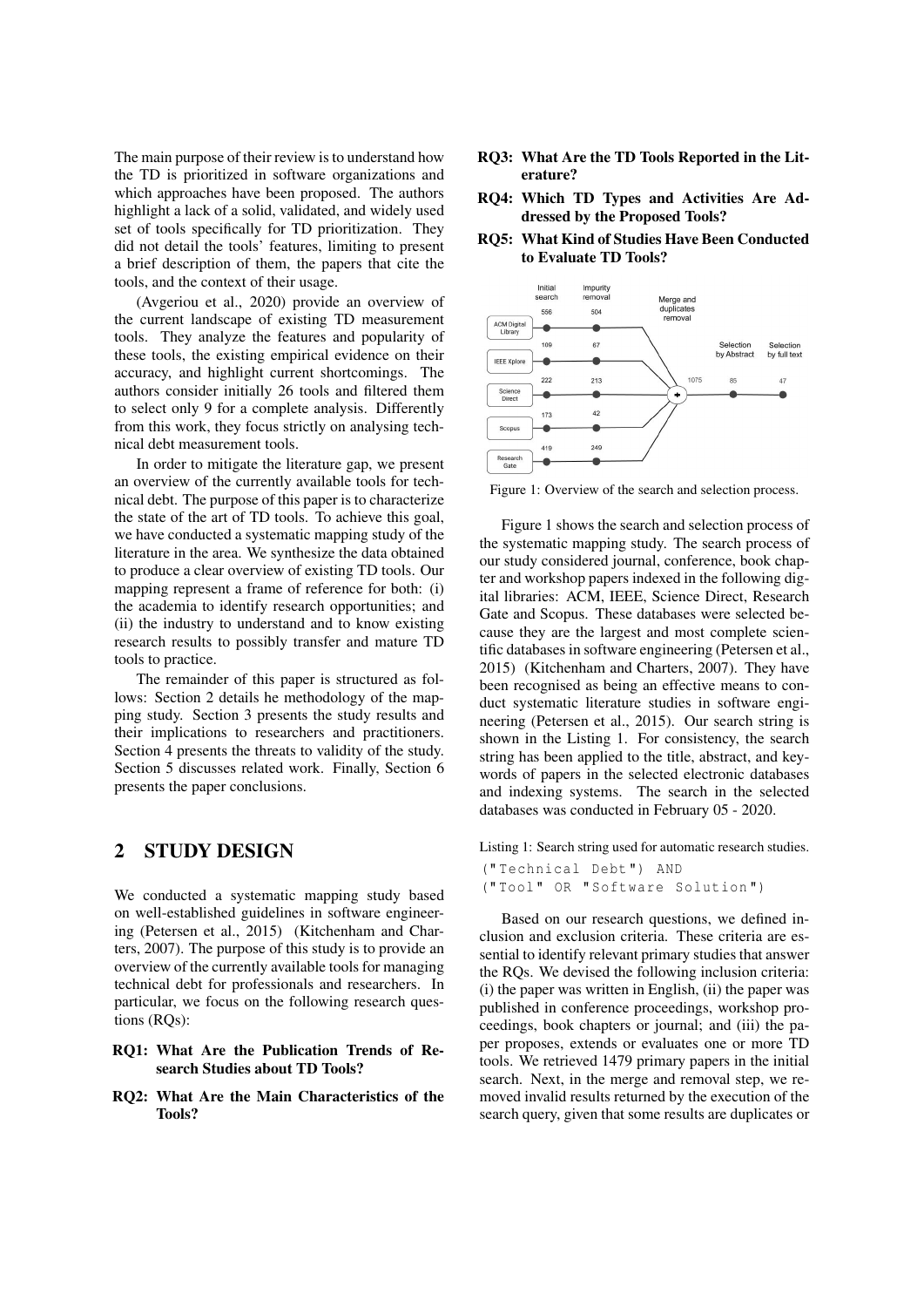The main purpose of their review is to understand how the TD is prioritized in software organizations and which approaches have been proposed. The authors highlight a lack of a solid, validated, and widely used set of tools specifically for TD prioritization. They did not detail the tools' features, limiting to present a brief description of them, the papers that cite the tools, and the context of their usage.

(Avgeriou et al., 2020) provide an overview of the current landscape of existing TD measurement tools. They analyze the features and popularity of these tools, the existing empirical evidence on their accuracy, and highlight current shortcomings. The authors consider initially 26 tools and filtered them to select only 9 for a complete analysis. Differently from this work, they focus strictly on analysing technical debt measurement tools.

In order to mitigate the literature gap, we present an overview of the currently available tools for technical debt. The purpose of this paper is to characterize the state of the art of TD tools. To achieve this goal, we have conducted a systematic mapping study of the literature in the area. We synthesize the data obtained to produce a clear overview of existing TD tools. Our mapping represent a frame of reference for both: (i) the academia to identify research opportunities; and (ii) the industry to understand and to know existing research results to possibly transfer and mature TD tools to practice.

The remainder of this paper is structured as follows: Section 2 details he methodology of the mapping study. Section 3 presents the study results and their implications to researchers and practitioners. Section 4 presents the threats to validity of the study. Section 5 discusses related work. Finally, Section 6 presents the paper conclusions.

## 2 STUDY DESIGN

We conducted a systematic mapping study based on well-established guidelines in software engineering (Petersen et al., 2015) (Kitchenham and Charters, 2007). The purpose of this study is to provide an overview of the currently available tools for managing technical debt for professionals and researchers. In particular, we focus on the following research questions (RQs):

**RQ1: What Are the Publication Trends of Research Studies about TD Tools?**

**RQ2: What Are the Main Characteristics of the Tools?**

**RQ3: What Are the TD Tools Reported in the Literature?**

**RQ4: Which TD Types and Activities Are Addressed by the Proposed Tools?**

**RQ5: What Kind of Studies Have Been Conducted to Evaluate TD Tools?**

| | Initial search | Impurity removal | Merge and duplicates removal | Selection by Abstract | Selection by full text |
|---|---|---|---|---|---|
| ACM Digital Library | 556 | 504 | | | |
| IEEE Xplore | 109 | 67 | | | |
| Science Direct | 222 | 213 | 1075 | 85 | 47 |
| Scopus | 173 | 42 | | | |
| Research Gate | 419 | 249 | | | |

Figure 1: Overview of the search and selection process.

Figure 1 shows the search and selection process of the systematic mapping study. The search process of our study considered journal, conference, book chapter and workshop papers indexed in the following digital libraries: ACM, IEEE, Science Direct, Research Gate and Scopus. These databases were selected because they are the largest and most complete scientific databases in software engineering (Petersen et al., 2015) (Kitchenham and Charters, 2007). They have been recognised as being an effective means to conduct systematic literature studies in software engineering (Petersen et al., 2015). Our search string is shown in the Listing 1. For consistency, the search string has been applied to the title, abstract, and keywords of papers in the selected electronic databases and indexing systems. The search in the selected databases was conducted in February 05 - 2020.

Listing 1: Search string used for automatic research studies.

```
("Technical Debt") AND
("Tool" OR "Software Solution")
```

Based on our research questions, we defined inclusion and exclusion criteria. These criteria are essential to identify relevant primary studies that answer the RQs. We devised the following inclusion criteria: (i) the paper was written in English, (ii) the paper was published in conference proceedings, workshop proceedings, book chapters or journal; and (iii) the paper proposes, extends or evaluates one or more TD tools. We retrieved 1479 primary papers in the initial search. Next, in the merge and removal step, we removed invalid results returned by the execution of the search query, given that some results are duplicates or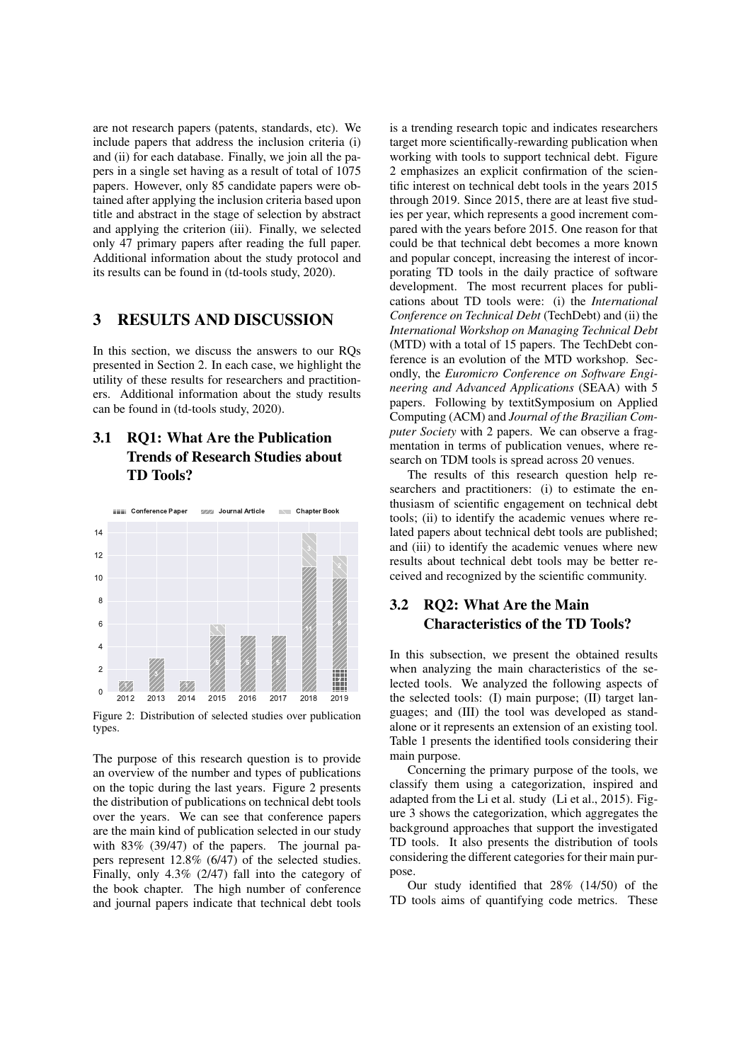are not research papers (patents, standards, etc). We include papers that address the inclusion criteria (i) and (ii) for each database. Finally, we join all the papers in a single set having as a result of total of 1075 papers. However, only 85 candidate papers were obtained after applying the inclusion criteria based upon title and abstract in the stage of selection by abstract and applying the criterion (iii). Finally, we selected only 47 primary papers after reading the full paper. Additional information about the study protocol and its results can be found in (td-tools study, 2020).

# 3 RESULTS AND DISCUSSION

In this section, we discuss the answers to our RQs presented in Section 2. In each case, we highlight the utility of these results for researchers and practitioners. Additional information about the study results can be found in (td-tools study, 2020).

## 3.1 RQ1: What Are the Publication Trends of Research Studies about TD Tools?

Figure 2: Distribution of selected studies over publication types.

The purpose of this research question is to provide an overview of the number and types of publications on the topic during the last years. Figure 2 presents the distribution of publications on technical debt tools over the years. We can see that conference papers are the main kind of publication selected in our study with 83% (39/47) of the papers. The journal papers represent 12.8% (6/47) of the selected studies. Finally, only 4.3% (2/47) fall into the category of the book chapter. The high number of conference and journal papers indicate that technical debt tools is a trending research topic and indicates researchers target more scientifically-rewarding publication when working with tools to support technical debt. Figure 2 emphasizes an explicit confirmation of the scientific interest on technical debt tools in the years 2015 through 2019. Since 2015, there are at least five studies per year, which represents a good increment compared with the years before 2015. One reason for that could be that technical debt becomes a more known and popular concept, increasing the interest of incorporating TD tools in the daily practice of software development. The most recurrent places for publications about TD tools were: (i) the *International Conference on Technical Debt* (TechDebt) and (ii) the *International Workshop on Managing Technical Debt* (MTD) with a total of 15 papers. The TechDebt conference is an evolution of the MTD workshop. Secondly, the *Euromicro Conference on Software Engineering and Advanced Applications* (SEAA) with 5 papers. Following by textitSymposium on Applied Computing (ACM) and *Journal of the Brazilian Computer Society* with 2 papers. We can observe a fragmentation in terms of publication venues, where research on TDM tools is spread across 20 venues.

The results of this research question help researchers and practitioners: (i) to estimate the enthusiasm of scientific engagement on technical debt tools; (ii) to identify the academic venues where related papers about technical debt tools are published; and (iii) to identify the academic venues where new results about technical debt tools may be better received and recognized by the scientific community.

## 3.2 RQ2: What Are the Main Characteristics of the TD Tools?

In this subsection, we present the obtained results when analyzing the main characteristics of the selected tools. We analyzed the following aspects of the selected tools: (I) main purpose; (II) target languages; and (III) the tool was developed as standalone or it represents an extension of an existing tool. Table 1 presents the identified tools considering their main purpose.

Concerning the primary purpose of the tools, we classify them using a categorization, inspired and adapted from the Li et al. study (Li et al., 2015). Figure 3 shows the categorization, which aggregates the background approaches that support the investigated TD tools. It also presents the distribution of tools considering the different categories for their main purpose.

Our study identified that 28% (14/50) of the TD tools aims of quantifying code metrics. These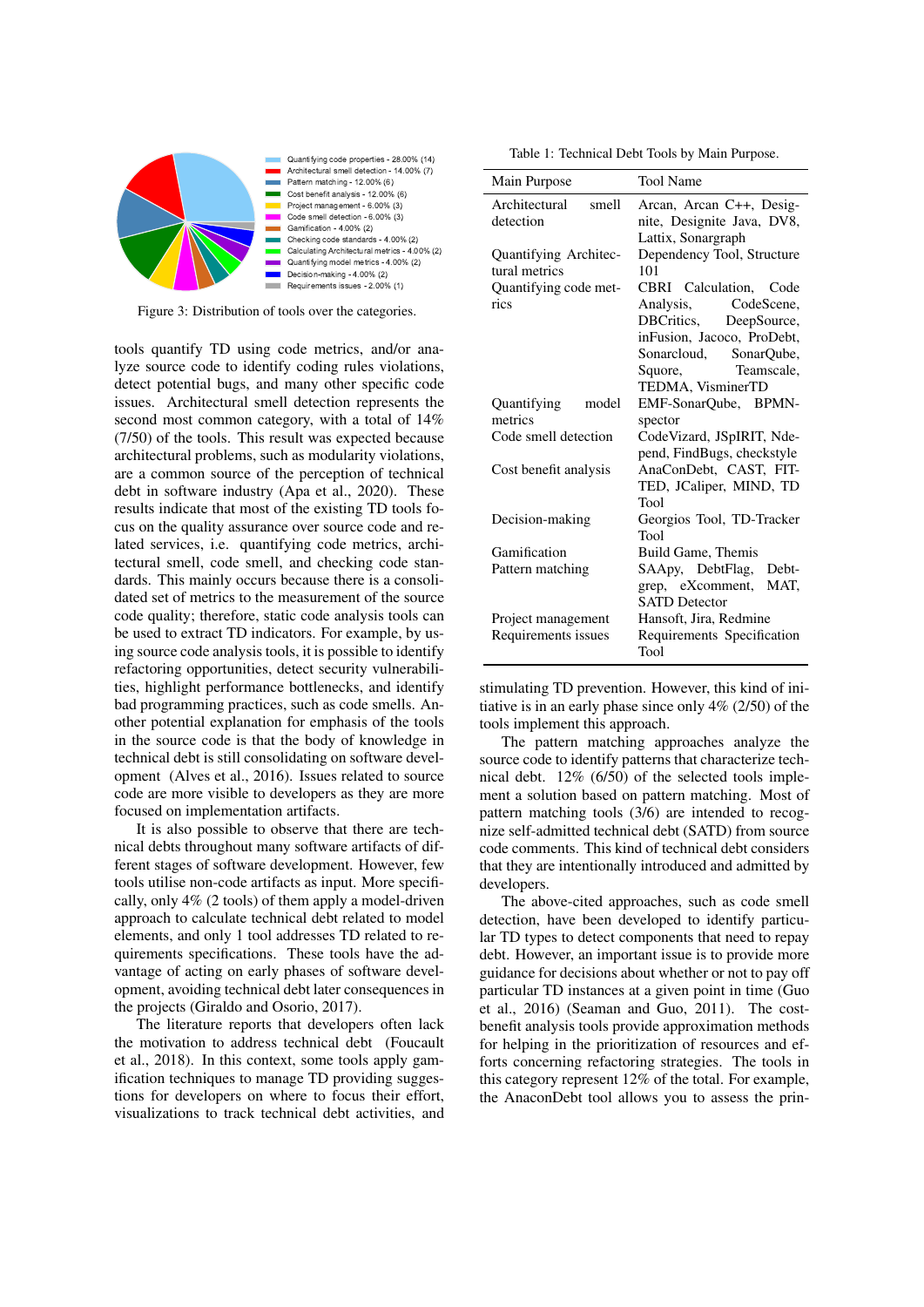Figure 3: Distribution of tools over the categories.

tools quantify TD using code metrics, and/or analyze source code to identify coding rules violations, detect potential bugs, and many other specific code issues. Architectural smell detection represents the second most common category, with a total of 14% (7/50) of the tools. This result was expected because architectural problems, such as modularity violations, are a common source of the perception of technical debt in software industry (Apa et al., 2020). These results indicate that most of the existing TD tools focus on the quality assurance over source code and related services, i.e. quantifying code metrics, architectural smell, code smell, and checking code standards. This mainly occurs because there is a consolidated set of metrics to the measurement of the source code quality; therefore, static code analysis tools can be used to extract TD indicators. For example, by using source code analysis tools, it is possible to identify refactoring opportunities, detect security vulnerabilities, highlight performance bottlenecks, and identify bad programming practices, such as code smells. Another potential explanation for emphasis of the tools in the source code is that the body of knowledge in technical debt is still consolidating on software development (Alves et al., 2016). Issues related to source code are more visible to developers as they are more focused on implementation artifacts.

It is also possible to observe that there are technical debts throughout many software artifacts of different stages of software development. However, few tools utilise non-code artifacts as input. More specifically, only 4% (2 tools) of them apply a model-driven approach to calculate technical debt related to model elements, and only 1 tool addresses TD related to requirements specifications. These tools have the advantage of acting on early phases of software development, avoiding technical debt later consequences in the projects (Giraldo and Osorio, 2017).

The literature reports that developers often lack the motivation to address technical debt (Foucault et al., 2018). In this context, some tools apply gamification techniques to manage TD providing suggestions for developers on where to focus their effort, visualizations to track technical debt activities, and

Table 1: Technical Debt Tools by Main Purpose.

| Main Purpose | Tool Name |
|---|---|
| Architectural smell detection | Arcan, Arcan C++, Designite, Designite Java, DV8, Lattix, Sonargraph |
| Quantifying Architectural metrics | Dependency Tool, Structure 101 |
| Quantifying code metrics | CBRI Calculation, Code Analysis, CodeScene, DBCritics, DeepSource, inFusion, Jacoco, ProDebt, Sonarcloud, SonarQube, Squore, Teamscale, TEDMA, VisminerTD |
| Quantifying model metrics | EMF-SonarQube, BPMN-spector |
| Code smell detection | CodeVizard, JSpIRIT, Ndepend, FindBugs, checkstyle |
| Cost benefit analysis | AnaConDebt, CAST, FITTED, JCaliper, MIND, TD Tool |
| Decision-making | Georgios Tool, TD-Tracker Tool |
| Gamification | Build Game, Themis |
| Pattern matching | SAApy, DebtFlag, Debtgrep, eXcomment, MAT, SATD Detector |
| Project management | Hansoft, Jira, Redmine |
| Requirements issues | Requirements Specification Tool |

stimulating TD prevention. However, this kind of initiative is in an early phase since only 4% (2/50) of the tools implement this approach.

The pattern matching approaches analyze the source code to identify patterns that characterize technical debt. 12% (6/50) of the selected tools implement a solution based on pattern matching. Most of pattern matching tools (3/6) are intended to recognize self-admitted technical debt (SATD) from source code comments. This kind of technical debt considers that they are intentionally introduced and admitted by developers.

The above-cited approaches, such as code smell detection, have been developed to identify particular TD types to detect components that need to repay debt. However, an important issue is to provide more guidance for decisions about whether or not to pay off particular TD instances at a given point in time (Guo et al., 2016) (Seaman and Guo, 2011). The cost-benefit analysis tools provide approximation methods for helping in the prioritization of resources and efforts concerning refactoring strategies. The tools in this category represent 12% of the total. For example, the AnaconDebt tool allows you to assess the prin-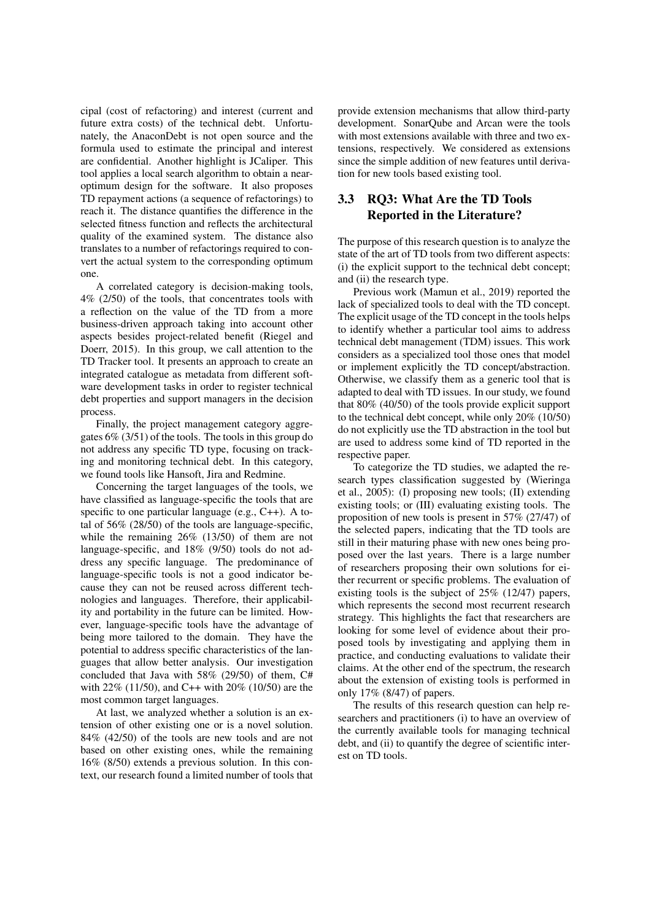cipal (cost of refactoring) and interest (current and future extra costs) of the technical debt. Unfortunately, the AnaconDebt is not open source and the formula used to estimate the principal and interest are confidential. Another highlight is JCaliper. This tool applies a local search algorithm to obtain a near-optimum design for the software. It also proposes TD repayment actions (a sequence of refactorings) to reach it. The distance quantifies the difference in the selected fitness function and reflects the architectural quality of the examined system. The distance also translates to a number of refactorings required to convert the actual system to the corresponding optimum one.

A correlated category is decision-making tools, 4% (2/50) of the tools, that concentrates tools with a reflection on the value of the TD from a more business-driven approach taking into account other aspects besides project-related benefit (Riegel and Doerr, 2015). In this group, we call attention to the TD Tracker tool. It presents an approach to create an integrated catalogue as metadata from different software development tasks in order to register technical debt properties and support managers in the decision process.

Finally, the project management category aggregates 6% (3/51) of the tools. The tools in this group do not address any specific TD type, focusing on tracking and monitoring technical debt. In this category, we found tools like Hansoft, Jira and Redmine.

Concerning the target languages of the tools, we have classified as language-specific the tools that are specific to one particular language (e.g., C++). A total of 56% (28/50) of the tools are language-specific, while the remaining 26% (13/50) of them are not language-specific, and 18% (9/50) tools do not address any specific language. The predominance of language-specific tools is not a good indicator because they can not be reused across different technologies and languages. Therefore, their applicability and portability in the future can be limited. However, language-specific tools have the advantage of being more tailored to the domain. They have the potential to address specific characteristics of the languages that allow better analysis. Our investigation concluded that Java with 58% (29/50) of them, C# with 22% (11/50), and C++ with 20% (10/50) are the most common target languages.

At last, we analyzed whether a solution is an extension of other existing one or is a novel solution. 84% (42/50) of the tools are new tools and are not based on other existing ones, while the remaining 16% (8/50) extends a previous solution. In this context, our research found a limited number of tools that provide extension mechanisms that allow third-party development. SonarQube and Arcan were the tools with most extensions available with three and two extensions, respectively. We considered as extensions since the simple addition of new features until derivation for new tools based existing tool.

## 3.3 RQ3: What Are the TD Tools Reported in the Literature?

The purpose of this research question is to analyze the state of the art of TD tools from two different aspects: (i) the explicit support to the technical debt concept; and (ii) the research type.

Previous work (Mamun et al., 2019) reported the lack of specialized tools to deal with the TD concept. The explicit usage of the TD concept in the tools helps to identify whether a particular tool aims to address technical debt management (TDM) issues. This work considers as a specialized tool those ones that model or implement explicitly the TD concept/abstraction. Otherwise, we classify them as a generic tool that is adapted to deal with TD issues. In our study, we found that 80% (40/50) of the tools provide explicit support to the technical debt concept, while only 20% (10/50) do not explicitly use the TD abstraction in the tool but are used to address some kind of TD reported in the respective paper.

To categorize the TD studies, we adapted the research types classification suggested by (Wieringa et al., 2005): (I) proposing new tools; (II) extending existing tools; or (III) evaluating existing tools. The proposition of new tools is present in 57% (27/47) of the selected papers, indicating that the TD tools are still in their maturing phase with new ones being proposed over the last years. There is a large number of researchers proposing their own solutions for either recurrent or specific problems. The evaluation of existing tools is the subject of 25% (12/47) papers, which represents the second most recurrent research strategy. This highlights the fact that researchers are looking for some level of evidence about their proposed tools by investigating and applying them in practice, and conducting evaluations to validate their claims. At the other end of the spectrum, the research about the extension of existing tools is performed in only 17% (8/47) of papers.

The results of this research question can help researchers and practitioners (i) to have an overview of the currently available tools for managing technical debt, and (ii) to quantify the degree of scientific interest on TD tools.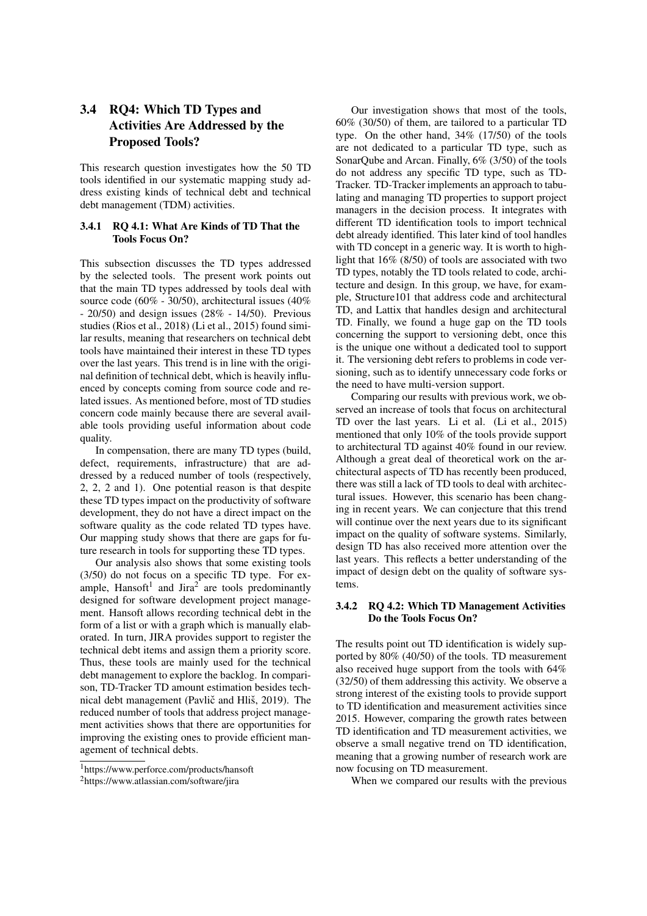## 3.4 RQ4: Which TD Types and Activities Are Addressed by the Proposed Tools?

This research question investigates how the 50 TD tools identified in our systematic mapping study address existing kinds of technical debt and technical debt management (TDM) activities.

### 3.4.1 RQ 4.1: What Are Kinds of TD That the Tools Focus On?

This subsection discusses the TD types addressed by the selected tools. The present work points out that the main TD types addressed by tools deal with source code (60% - 30/50), architectural issues (40% - 20/50) and design issues (28% - 14/50). Previous studies (Rios et al., 2018) (Li et al., 2015) found similar results, meaning that researchers on technical debt tools have maintained their interest in these TD types over the last years. This trend is in line with the original definition of technical debt, which is heavily influenced by concepts coming from source code and related issues. As mentioned before, most of TD studies concern code mainly because there are several available tools providing useful information about code quality.

In compensation, there are many TD types (build, defect, requirements, infrastructure) that are addressed by a reduced number of tools (respectively, 2, 2, 2 and 1). One potential reason is that despite these TD types impact on the productivity of software development, they do not have a direct impact on the software quality as the code related TD types have. Our mapping study shows that there are gaps for future research in tools for supporting these TD types.

Our analysis also shows that some existing tools (3/50) do not focus on a specific TD type. For example, Hansoft[1] and Jira[2] are tools predominantly designed for software development project management. Hansoft allows recording technical debt in the form of a list or with a graph which is manually elaborated. In turn, JIRA provides support to register the technical debt items and assign them a priority score. Thus, these tools are mainly used for the technical debt management to explore the backlog. In comparison, TD-Tracker TD amount estimation besides technical debt management (Pavlič and Hliš, 2019). The reduced number of tools that address project management activities shows that there are opportunities for improving the existing ones to provide efficient management of technical debts.

Our investigation shows that most of the tools, 60% (30/50) of them, are tailored to a particular TD type. On the other hand, 34% (17/50) of the tools are not dedicated to a particular TD type, such as SonarQube and Arcan. Finally, 6% (3/50) of the tools do not address any specific TD type, such as TD-Tracker. TD-Tracker implements an approach to tabulating and managing TD properties to support project managers in the decision process. It integrates with different TD identification tools to import technical debt already identified. This later kind of tool handles with TD concept in a generic way. It is worth to highlight that 16% (8/50) of tools are associated with two TD types, notably the TD tools related to code, architecture and design. In this group, we have, for example, Structure101 that address code and architectural TD, and Lattix that handles design and architectural TD. Finally, we found a huge gap on the TD tools concerning the support to versioning debt, once this is the unique one without a dedicated tool to support it. The versioning debt refers to problems in code versioning, such as to identify unnecessary code forks or the need to have multi-version support.

Comparing our results with previous work, we observed an increase of tools that focus on architectural TD over the last years. Li et al. (Li et al., 2015) mentioned that only 10% of the tools provide support to architectural TD against 40% found in our review. Although a great deal of theoretical work on the architectural aspects of TD has recently been produced, there was still a lack of TD tools to deal with architectural issues. However, this scenario has been changing in recent years. We can conjecture that this trend will continue over the next years due to its significant impact on the quality of software systems. Similarly, design TD has also received more attention over the last years. This reflects a better understanding of the impact of design debt on the quality of software systems.

### 3.4.2 RQ 4.2: Which TD Management Activities Do the Tools Focus On?

The results point out TD identification is widely supported by 80% (40/50) of the tools. TD measurement also received huge support from the tools with 64% (32/50) of them addressing this activity. We observe a strong interest of the existing tools to provide support to TD identification and measurement activities since 2015. However, comparing the growth rates between TD identification and TD measurement activities, we observe a small negative trend on TD identification, meaning that a growing number of research work are now focusing on TD measurement.

When we compared our results with the previous

[1] https://www.perforce.com/products/hansoft

[2] https://www.atlassian.com/software/jira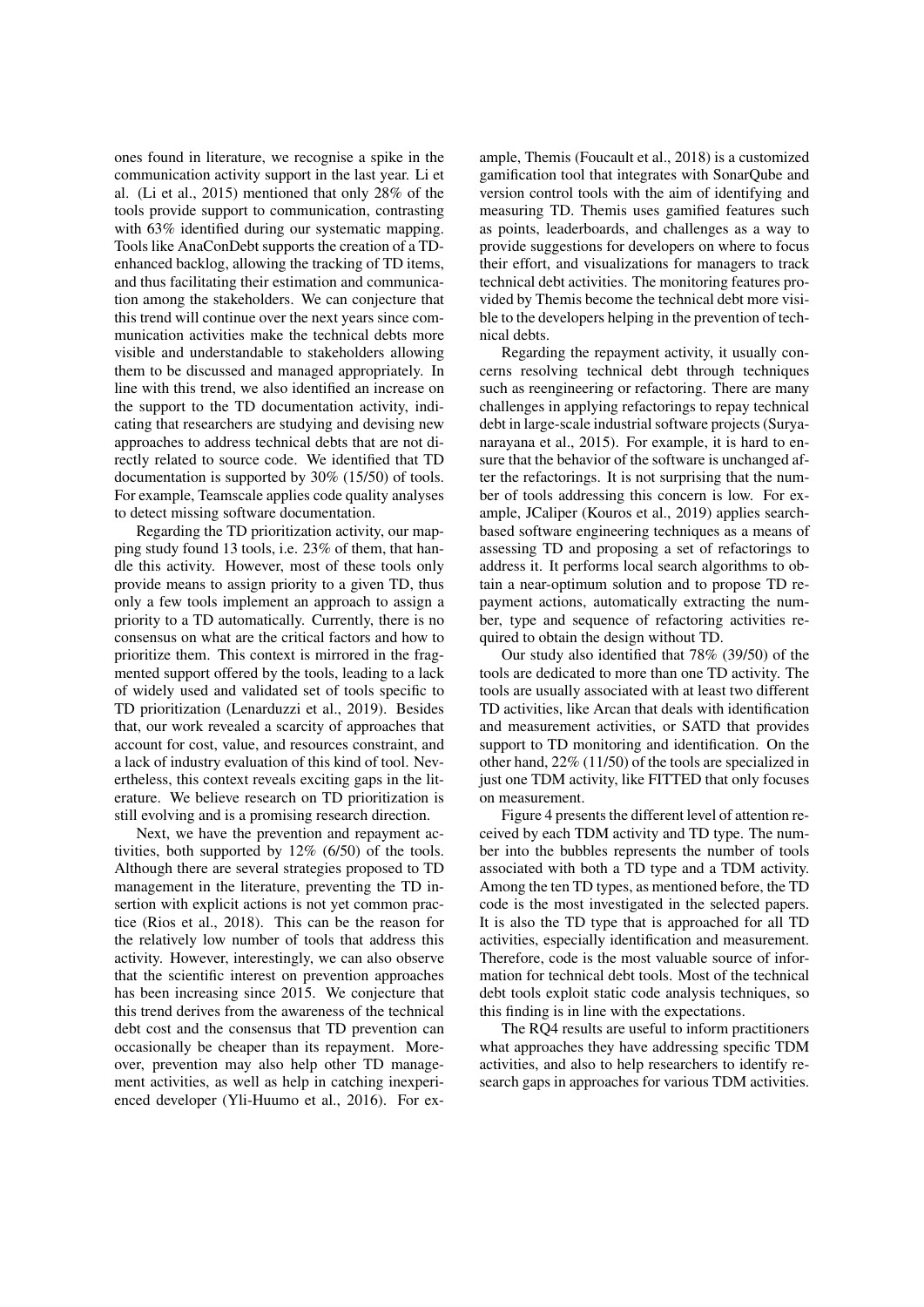ones found in literature, we recognise a spike in the communication activity support in the last year. Li et al. (Li et al., 2015) mentioned that only 28% of the tools provide support to communication, contrasting with 63% identified during our systematic mapping. Tools like AnaConDebt supports the creation of a TD-enhanced backlog, allowing the tracking of TD items, and thus facilitating their estimation and communication among the stakeholders. We can conjecture that this trend will continue over the next years since communication activities make the technical debts more visible and understandable to stakeholders allowing them to be discussed and managed appropriately. In line with this trend, we also identified an increase on the support to the TD documentation activity, indicating that researchers are studying and devising new approaches to address technical debts that are not directly related to source code. We identified that TD documentation is supported by 30% (15/50) of tools. For example, Teamscale applies code quality analyses to detect missing software documentation.

Regarding the TD prioritization activity, our mapping study found 13 tools, i.e. 23% of them, that handle this activity. However, most of these tools only provide means to assign priority to a given TD, thus only a few tools implement an approach to assign a priority to a TD automatically. Currently, there is no consensus on what are the critical factors and how to prioritize them. This context is mirrored in the fragmented support offered by the tools, leading to a lack of widely used and validated set of tools specific to TD prioritization (Lenarduzzi et al., 2019). Besides that, our work revealed a scarcity of approaches that account for cost, value, and resources constraint, and a lack of industry evaluation of this kind of tool. Nevertheless, this context reveals exciting gaps in the literature. We believe research on TD prioritization is still evolving and is a promising research direction.

Next, we have the prevention and repayment activities, both supported by 12% (6/50) of the tools. Although there are several strategies proposed to TD management in the literature, preventing the TD insertion with explicit actions is not yet common practice (Rios et al., 2018). This can be the reason for the relatively low number of tools that address this activity. However, interestingly, we can also observe that the scientific interest on prevention approaches has been increasing since 2015. We conjecture that this trend derives from the awareness of the technical debt cost and the consensus that TD prevention can occasionally be cheaper than its repayment. Moreover, prevention may also help other TD management activities, as well as help in catching inexperienced developer (Yli-Huumo et al., 2016). For example, Themis (Foucault et al., 2018) is a customized gamification tool that integrates with SonarQube and version control tools with the aim of identifying and measuring TD. Themis uses gamified features such as points, leaderboards, and challenges as a way to provide suggestions for developers on where to focus their effort, and visualizations for managers to track technical debt activities. The monitoring features provided by Themis become the technical debt more visible to the developers helping in the prevention of technical debts.

Regarding the repayment activity, it usually concerns resolving technical debt through techniques such as reengineering or refactoring. There are many challenges in applying refactorings to repay technical debt in large-scale industrial software projects (Suryanarayana et al., 2015). For example, it is hard to ensure that the behavior of the software is unchanged after the refactorings. It is not surprising that the number of tools addressing this concern is low. For example, JCaliper (Kouros et al., 2019) applies search-based software engineering techniques as a means of assessing TD and proposing a set of refactorings to address it. It performs local search algorithms to obtain a near-optimum solution and to propose TD repayment actions, automatically extracting the number, type and sequence of refactoring activities required to obtain the design without TD.

Our study also identified that 78% (39/50) of the tools are dedicated to more than one TD activity. The tools are usually associated with at least two different TD activities, like Arcan that deals with identification and measurement activities, or SATD that provides support to TD monitoring and identification. On the other hand, 22% (11/50) of the tools are specialized in just one TDM activity, like FITTED that only focuses on measurement.

Figure 4 presents the different level of attention received by each TDM activity and TD type. The number into the bubbles represents the number of tools associated with both a TD type and a TDM activity. Among the ten TD types, as mentioned before, the TD code is the most investigated in the selected papers. It is also the TD type that is approached for all TD activities, especially identification and measurement. Therefore, code is the most valuable source of information for technical debt tools. Most of the technical debt tools exploit static code analysis techniques, so this finding is in line with the expectations.

The RQ4 results are useful to inform practitioners what approaches they have addressing specific TDM activities, and also to help researchers to identify research gaps in approaches for various TDM activities.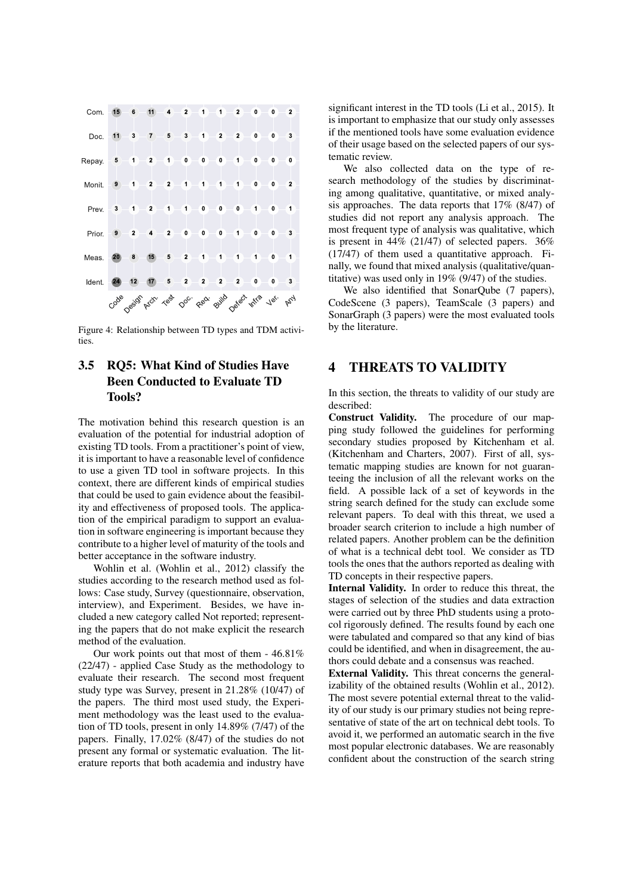| | Code | Design | Arch. | Test | Doc. | Req. | Build | Defect | Infra | Ver. | Any |
|---|---|---|---|---|---|---|---|---|---|---|---|
| Com. | 15 | 6 | 11 | 4 | 2 | 1 | 1 | 2 | 0 | 0 | 2 |
| Doc. | 11 | 3 | 7 | 5 | 3 | 1 | 2 | 2 | 0 | 0 | 3 |
| Repay. | 5 | 1 | 2 | 1 | 0 | 0 | 0 | 1 | 0 | 0 | 0 |
| Monit. | 9 | 1 | 2 | 2 | 1 | 1 | 1 | 1 | 0 | 0 | 2 |
| Prev. | 3 | 1 | 2 | 1 | 1 | 0 | 0 | 0 | 1 | 0 | 1 |
| Prior. | 9 | 2 | 4 | 2 | 0 | 0 | 0 | 1 | 0 | 0 | 3 |
| Meas. | 20 | 8 | 15 | 5 | 2 | 1 | 1 | 1 | 1 | 0 | 1 |
| Ident. | 24 | 12 | 17 | 5 | 2 | 2 | 2 | 2 | 0 | 0 | 3 |

Figure 4: Relationship between TD types and TDM activities.

### 3.5 RQ5: What Kind of Studies Have Been Conducted to Evaluate TD Tools?

The motivation behind this research question is an evaluation of the potential for industrial adoption of existing TD tools. From a practitioner's point of view, it is important to have a reasonable level of confidence to use a given TD tool in software projects. In this context, there are different kinds of empirical studies that could be used to gain evidence about the feasibility and effectiveness of proposed tools. The application of the empirical paradigm to support an evaluation in software engineering is important because they contribute to a higher level of maturity of the tools and better acceptance in the software industry.

Wohlin et al. (Wohlin et al., 2012) classify the studies according to the research method used as follows: Case study, Survey (questionnaire, observation, interview), and Experiment. Besides, we have included a new category called Not reported; representing the papers that do not make explicit the research method of the evaluation.

Our work points out that most of them - 46.81% (22/47) - applied Case Study as the methodology to evaluate their research. The second most frequent study type was Survey, present in 21.28% (10/47) of the papers. The third most used study, the Experiment methodology was the least used to the evaluation of TD tools, present in only 14.89% (7/47) of the papers. Finally, 17.02% (8/47) of the studies do not present any formal or systematic evaluation. The literature reports that both academia and industry have significant interest in the TD tools (Li et al., 2015). It is important to emphasize that our study only assesses if the mentioned tools have some evaluation evidence of their usage based on the selected papers of our systematic review.

We also collected data on the type of research methodology of the studies by discriminating among qualitative, quantitative, or mixed analysis approaches. The data reports that 17% (8/47) of studies did not report any analysis approach. The most frequent type of analysis was qualitative, which is present in 44% (21/47) of selected papers. 36% (17/47) of them used a quantitative approach. Finally, we found that mixed analysis (qualitative/quantitative) was used only in 19% (9/47) of the studies.

We also identified that SonarQube (7 papers), CodeScene (3 papers), TeamScale (3 papers) and SonarGraph (3 papers) were the most evaluated tools by the literature.

## 4 THREATS TO VALIDITY

In this section, the threats to validity of our study are described:

**Construct Validity.** The procedure of our mapping study followed the guidelines for performing secondary studies proposed by Kitchenham et al. (Kitchenham and Charters, 2007). First of all, systematic mapping studies are known for not guaranteeing the inclusion of all the relevant works on the field. A possible lack of a set of keywords in the string search defined for the study can exclude some relevant papers. To deal with this threat, we used a broader search criterion to include a high number of related papers. Another problem can be the definition of what is a technical debt tool. We consider as TD tools the ones that the authors reported as dealing with TD concepts in their respective papers.

**Internal Validity.** In order to reduce this threat, the stages of selection of the studies and data extraction were carried out by three PhD students using a protocol rigorously defined. The results found by each one were tabulated and compared so that any kind of bias could be identified, and when in disagreement, the authors could debate and a consensus was reached.

**External Validity.** This threat concerns the generalizability of the obtained results (Wohlin et al., 2012). The most severe potential external threat to the validity of our study is our primary studies not being representative of state of the art on technical debt tools. To avoid it, we performed an automatic search in the five most popular electronic databases. We are reasonably confident about the construction of the search string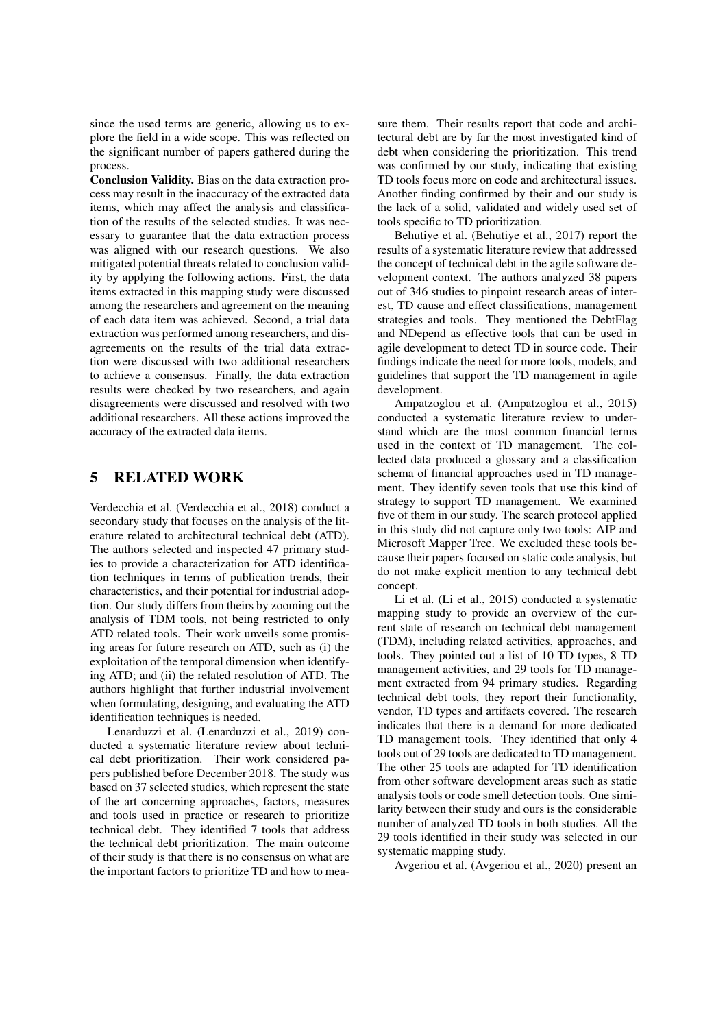since the used terms are generic, allowing us to explore the field in a wide scope. This was reflected on the significant number of papers gathered during the process.

**Conclusion Validity.** Bias on the data extraction process may result in the inaccuracy of the extracted data items, which may affect the analysis and classification of the results of the selected studies. It was necessary to guarantee that the data extraction process was aligned with our research questions. We also mitigated potential threats related to conclusion validity by applying the following actions. First, the data items extracted in this mapping study were discussed among the researchers and agreement on the meaning of each data item was achieved. Second, a trial data extraction was performed among researchers, and disagreements on the results of the trial data extraction were discussed with two additional researchers to achieve a consensus. Finally, the data extraction results were checked by two researchers, and again disagreements were discussed and resolved with two additional researchers. All these actions improved the accuracy of the extracted data items.

# 5 RELATED WORK

Verdecchia et al. (Verdecchia et al., 2018) conduct a secondary study that focuses on the analysis of the literature related to architectural technical debt (ATD). The authors selected and inspected 47 primary studies to provide a characterization for ATD identification techniques in terms of publication trends, their characteristics, and their potential for industrial adoption. Our study differs from theirs by zooming out the analysis of TDM tools, not being restricted to only ATD related tools. Their work unveils some promising areas for future research on ATD, such as (i) the exploitation of the temporal dimension when identifying ATD; and (ii) the related resolution of ATD. The authors highlight that further industrial involvement when formulating, designing, and evaluating the ATD identification techniques is needed.

Lenarduzzi et al. (Lenarduzzi et al., 2019) conducted a systematic literature review about technical debt prioritization. Their work considered papers published before December 2018. The study was based on 37 selected studies, which represent the state of the art concerning approaches, factors, measures and tools used in practice or research to prioritize technical debt. They identified 7 tools that address the technical debt prioritization. The main outcome of their study is that there is no consensus on what are the important factors to prioritize TD and how to measure them. Their results report that code and architectural debt are by far the most investigated kind of debt when considering the prioritization. This trend was confirmed by our study, indicating that existing TD tools focus more on code and architectural issues. Another finding confirmed by their and our study is the lack of a solid, validated and widely used set of tools specific to TD prioritization.

Behutiye et al. (Behutiye et al., 2017) report the results of a systematic literature review that addressed the concept of technical debt in the agile software development context. The authors analyzed 38 papers out of 346 studies to pinpoint research areas of interest, TD cause and effect classifications, management strategies and tools. They mentioned the DebtFlag and NDepend as effective tools that can be used in agile development to detect TD in source code. Their findings indicate the need for more tools, models, and guidelines that support the TD management in agile development.

Ampatzoglou et al. (Ampatzoglou et al., 2015) conducted a systematic literature review to understand which are the most common financial terms used in the context of TD management. The collected data produced a glossary and a classification schema of financial approaches used in TD management. They identify seven tools that use this kind of strategy to support TD management. We examined five of them in our study. The search protocol applied in this study did not capture only two tools: AIP and Microsoft Mapper Tree. We excluded these tools because their papers focused on static code analysis, but do not make explicit mention to any technical debt concept.

Li et al. (Li et al., 2015) conducted a systematic mapping study to provide an overview of the current state of research on technical debt management (TDM), including related activities, approaches, and tools. They pointed out a list of 10 TD types, 8 TD management activities, and 29 tools for TD management extracted from 94 primary studies. Regarding technical debt tools, they report their functionality, vendor, TD types and artifacts covered. The research indicates that there is a demand for more dedicated TD management tools. They identified that only 4 tools out of 29 tools are dedicated to TD management. The other 25 tools are adapted for TD identification from other software development areas such as static analysis tools or code smell detection tools. One similarity between their study and ours is the considerable number of analyzed TD tools in both studies. All the 29 tools identified in their study was selected in our systematic mapping study.

Avgeriou et al. (Avgeriou et al., 2020) present an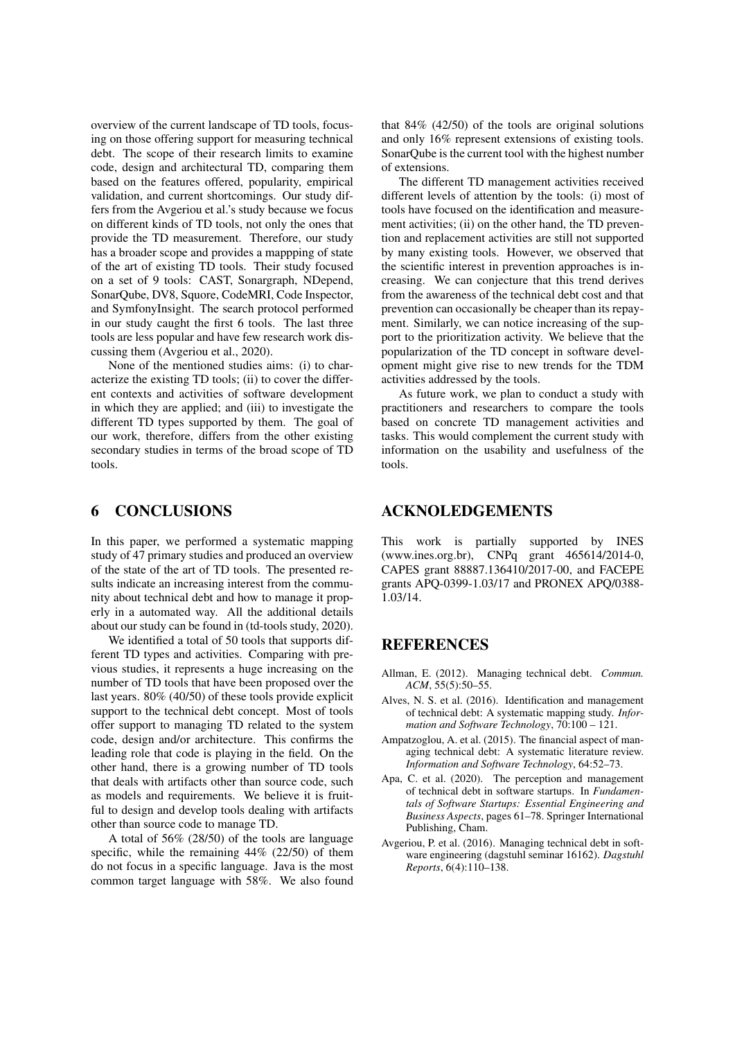overview of the current landscape of TD tools, focusing on those offering support for measuring technical debt. The scope of their research limits to examine code, design and architectural TD, comparing them based on the features offered, popularity, empirical validation, and current shortcomings. Our study differs from the Avgeriou et al.'s study because we focus on different kinds of TD tools, not only the ones that provide the TD measurement. Therefore, our study has a broader scope and provides a mappping of state of the art of existing TD tools. Their study focused on a set of 9 tools: CAST, Sonargraph, NDepend, SonarQube, DV8, Squore, CodeMRI, Code Inspector, and SymfonyInsight. The search protocol performed in our study caught the first 6 tools. The last three tools are less popular and have few research work discussing them (Avgeriou et al., 2020).

None of the mentioned studies aims: (i) to characterize the existing TD tools; (ii) to cover the different contexts and activities of software development in which they are applied; and (iii) to investigate the different TD types supported by them. The goal of our work, therefore, differs from the other existing secondary studies in terms of the broad scope of TD tools.

# 6 CONCLUSIONS

In this paper, we performed a systematic mapping study of 47 primary studies and produced an overview of the state of the art of TD tools. The presented results indicate an increasing interest from the community about technical debt and how to manage it properly in a automated way. All the additional details about our study can be found in (td-tools study, 2020).

We identified a total of 50 tools that supports different TD types and activities. Comparing with previous studies, it represents a huge increasing on the number of TD tools that have been proposed over the last years. 80% (40/50) of these tools provide explicit support to the technical debt concept. Most of tools offer support to managing TD related to the system code, design and/or architecture. This confirms the leading role that code is playing in the field. On the other hand, there is a growing number of TD tools that deals with artifacts other than source code, such as models and requirements. We believe it is fruitful to design and develop tools dealing with artifacts other than source code to manage TD.

A total of 56% (28/50) of the tools are language specific, while the remaining 44% (22/50) of them do not focus in a specific language. Java is the most common target language with 58%. We also found that 84% (42/50) of the tools are original solutions and only 16% represent extensions of existing tools. SonarQube is the current tool with the highest number of extensions.

The different TD management activities received different levels of attention by the tools: (i) most of tools have focused on the identification and measurement activities; (ii) on the other hand, the TD prevention and replacement activities are still not supported by many existing tools. However, we observed that the scientific interest in prevention approaches is increasing. We can conjecture that this trend derives from the awareness of the technical debt cost and that prevention can occasionally be cheaper than its repayment. Similarly, we can notice increasing of the support to the prioritization activity. We believe that the popularization of the TD concept in software development might give rise to new trends for the TDM activities addressed by the tools.

As future work, we plan to conduct a study with practitioners and researchers to compare the tools based on concrete TD management activities and tasks. This would complement the current study with information on the usability and usefulness of the tools.

# ACKNOLEDGEMENTS

This work is partially supported by INES (www.ines.org.br), CNPq grant 465614/2014-0, CAPES grant 88887.136410/2017-00, and FACEPE grants APQ-0399-1.03/17 and PRONEX APQ/0388-1.03/14.

# REFERENCES

Allman, E. (2012). Managing technical debt. *Commun. ACM*, 55(5):50–55.

Alves, N. S. et al. (2016). Identification and management of technical debt: A systematic mapping study. *Information and Software Technology*, 70:100 – 121.

Ampatzoglou, A. et al. (2015). The financial aspect of managing technical debt: A systematic literature review. *Information and Software Technology*, 64:52–73.

Apa, C. et al. (2020). The perception and management of technical debt in software startups. In *Fundamentals of Software Startups: Essential Engineering and Business Aspects*, pages 61–78. Springer International Publishing, Cham.

Avgeriou, P. et al. (2016). Managing technical debt in software engineering (dagstuhl seminar 16162). *Dagstuhl Reports*, 6(4):110–138.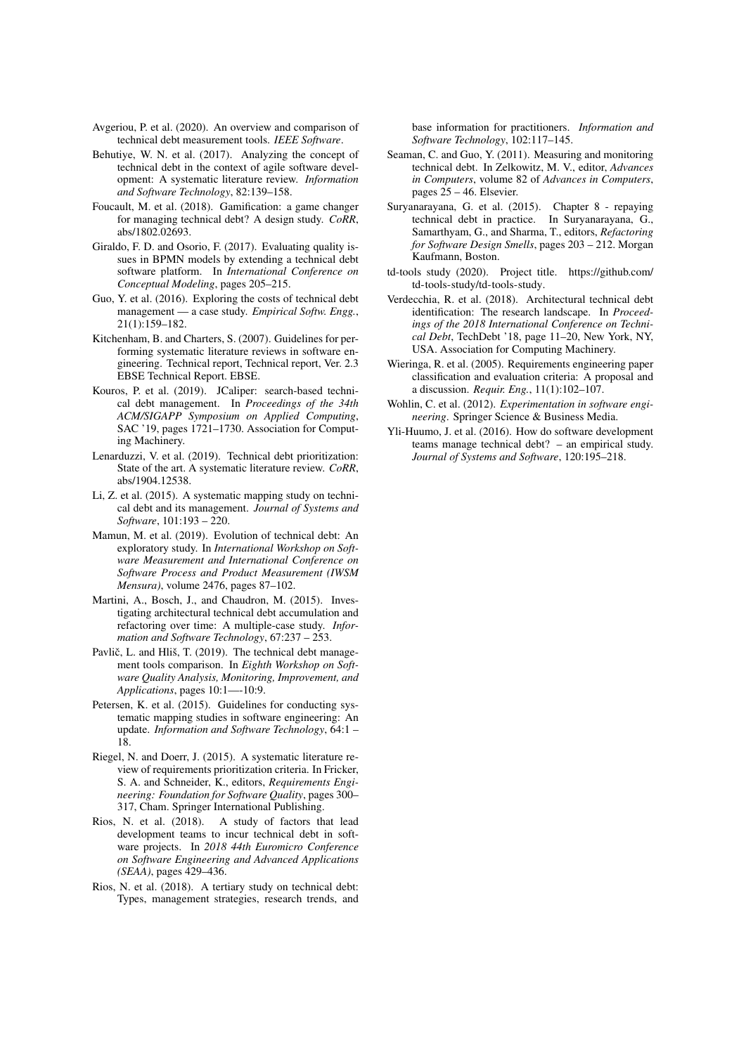Avgeriou, P. et al. (2020). An overview and comparison of technical debt measurement tools. *IEEE Software*.

Behutiye, W. N. et al. (2017). Analyzing the concept of technical debt in the context of agile software development: A systematic literature review. *Information and Software Technology*, 82:139–158.

Foucault, M. et al. (2018). Gamification: a game changer for managing technical debt? A design study. *CoRR*, abs/1802.02693.

Giraldo, F. D. and Osorio, F. (2017). Evaluating quality issues in BPMN models by extending a technical debt software platform. In *International Conference on Conceptual Modeling*, pages 205–215.

Guo, Y. et al. (2016). Exploring the costs of technical debt management — a case study. *Empirical Softw. Engg.*, 21(1):159–182.

Kitchenham, B. and Charters, S. (2007). Guidelines for performing systematic literature reviews in software engineering. Technical report, Technical report, Ver. 2.3 EBSE Technical Report. EBSE.

Kouros, P. et al. (2019). JCaliper: search-based technical debt management. In *Proceedings of the 34th ACM/SIGAPP Symposium on Applied Computing*, SAC '19, pages 1721–1730. Association for Computing Machinery.

Lenarduzzi, V. et al. (2019). Technical debt prioritization: State of the art. A systematic literature review. *CoRR*, abs/1904.12538.

Li, Z. et al. (2015). A systematic mapping study on technical debt and its management. *Journal of Systems and Software*, 101:193 – 220.

Mamun, M. et al. (2019). Evolution of technical debt: An exploratory study. In *International Workshop on Software Measurement and International Conference on Software Process and Product Measurement (IWSM Mensura)*, volume 2476, pages 87–102.

Martini, A., Bosch, J., and Chaudron, M. (2015). Investigating architectural technical debt accumulation and refactoring over time: A multiple-case study. *Information and Software Technology*, 67:237 – 253.

Pavlič, L. and Hliš, T. (2019). The technical debt management tools comparison. In *Eighth Workshop on Software Quality Analysis, Monitoring, Improvement, and Applications*, pages 10:1—-10:9.

Petersen, K. et al. (2015). Guidelines for conducting systematic mapping studies in software engineering: An update. *Information and Software Technology*, 64:1 – 18.

Riegel, N. and Doerr, J. (2015). A systematic literature review of requirements prioritization criteria. In Fricker, S. A. and Schneider, K., editors, *Requirements Engineering: Foundation for Software Quality*, pages 300–317, Cham. Springer International Publishing.

Rios, N. et al. (2018). A study of factors that lead development teams to incur technical debt in software projects. In *2018 44th Euromicro Conference on Software Engineering and Advanced Applications (SEAA)*, pages 429–436.

Rios, N. et al. (2018). A tertiary study on technical debt: Types, management strategies, research trends, and base information for practitioners. *Information and Software Technology*, 102:117–145.

Seaman, C. and Guo, Y. (2011). Measuring and monitoring technical debt. In Zelkowitz, M. V., editor, *Advances in Computers*, volume 82 of *Advances in Computers*, pages 25 – 46. Elsevier.

Suryanarayana, G. et al. (2015). Chapter 8 - repaying technical debt in practice. In Suryanarayana, G., Samarthyam, G., and Sharma, T., editors, *Refactoring for Software Design Smells*, pages 203 – 212. Morgan Kaufmann, Boston.

td-tools study (2020). Project title. https://github.com/td-tools-study/td-tools-study.

Verdecchia, R. et al. (2018). Architectural technical debt identification: The research landscape. In *Proceedings of the 2018 International Conference on Technical Debt*, TechDebt '18, page 11–20, New York, NY, USA. Association for Computing Machinery.

Wieringa, R. et al. (2005). Requirements engineering paper classification and evaluation criteria: A proposal and a discussion. *Requir. Eng.*, 11(1):102–107.

Wohlin, C. et al. (2012). *Experimentation in software engineering*. Springer Science & Business Media.

Yli-Huumo, J. et al. (2016). How do software development teams manage technical debt? – an empirical study. *Journal of Systems and Software*, 120:195–218.